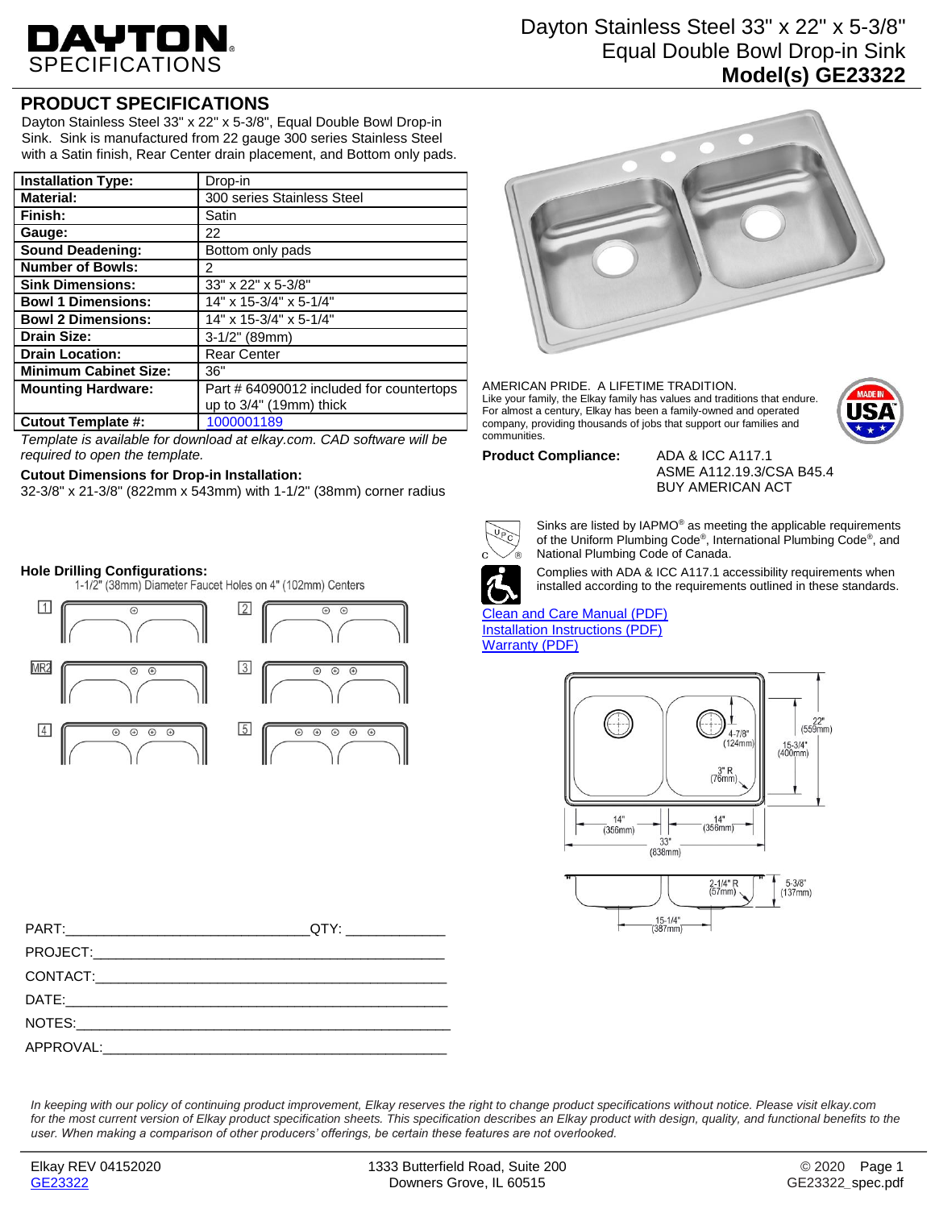# DAYTON SPECIFICATIONS

Dayton Stainless Steel 33" x 22" x 5-3/8"
Equal Double Bowl Drop-in Sink
**Model(s) GE23322**

## PRODUCT SPECIFICATIONS

Dayton Stainless Steel 33" x 22" x 5-3/8", Equal Double Bowl Drop-in Sink. Sink is manufactured from 22 gauge 300 series Stainless Steel with a Satin finish, Rear Center drain placement, and Bottom only pads.

| | |
|---|---|
| **Installation Type:** | Drop-in |
| **Material:** | 300 series Stainless Steel |
| **Finish:** | Satin |
| **Gauge:** | 22 |
| **Sound Deadening:** | Bottom only pads |
| **Number of Bowls:** | 2 |
| **Sink Dimensions:** | 33" x 22" x 5-3/8" |
| **Bowl 1 Dimensions:** | 14" x 15-3/4" x 5-1/4" |
| **Bowl 2 Dimensions:** | 14" x 15-3/4" x 5-1/4" |
| **Drain Size:** | 3-1/2" (89mm) |
| **Drain Location:** | Rear Center |
| **Minimum Cabinet Size:** | 36" |
| **Mounting Hardware:** | Part # 64090012 included for countertops up to 3/4" (19mm) thick |
| **Cutout Template #:** | 1000001189 |

*Template is available for download at elkay.com. CAD software will be required to open the template.*

**Cutout Dimensions for Drop-in Installation:**
32-3/8" x 21-3/8" (822mm x 543mm) with 1-1/2" (38mm) corner radius

**Hole Drilling Configurations:**
1-1/2" (38mm) Diameter Faucet Holes on 4" (102mm) Centers

1, 2, MR2, 3, 4, 5

AMERICAN PRIDE. A LIFETIME TRADITION.
Like your family, the Elkay family has values and traditions that endure. For almost a century, Elkay has been a family-owned and operated company, providing thousands of jobs that support our families and communities.

MADE IN USA

**Product Compliance:** ADA & ICC A117.1
ASME A112.19.3/CSA B45.4
BUY AMERICAN ACT

Sinks are listed by IAPMO® as meeting the applicable requirements of the Uniform Plumbing Code®, International Plumbing Code®, and National Plumbing Code of Canada.

Complies with ADA & ICC A117.1 accessibility requirements when installed according to the requirements outlined in these standards.

Clean and Care Manual (PDF)
Installation Instructions (PDF)
Warranty (PDF)

22" (559mm), 15-3/4" (400mm), 4-7/8" (124mm), 3" R (76mm), 14" (356mm), 14" (356mm), 33" (838mm), 2-1/4" R (57mm), 5-3/8" (137mm), 15-1/4" (387mm)

PART:______________________________QTY: ____________
PROJECT:___________________________________________
CONTACT:___________________________________________
DATE:______________________________________________
NOTES:_____________________________________________
APPROVAL:__________________________________________

*In keeping with our policy of continuing product improvement, Elkay reserves the right to change product specifications without notice. Please visit elkay.com for the most current version of Elkay product specification sheets. This specification describes an Elkay product with design, quality, and functional benefits to the user. When making a comparison of other producers' offerings, be certain these features are not overlooked.*

Elkay REV 04152020
GE23322
1333 Butterfield Road, Suite 200
Downers Grove, IL 60515
© 2020
GE23322_spec.pdf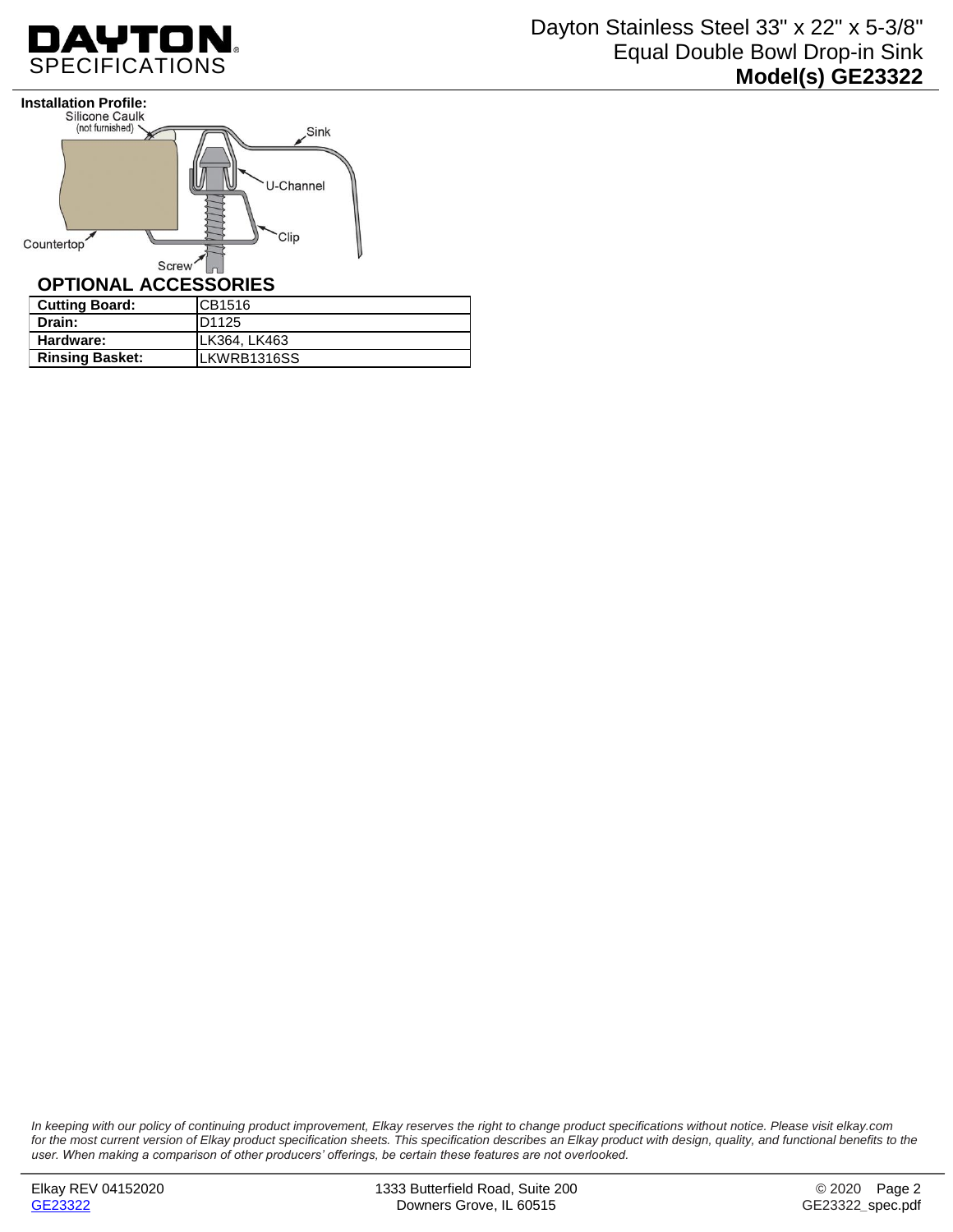**Installation Profile:**

Silicone Caulk
(not furnished)

Sink

U-Channel

Clip

Countertop

Screw

## OPTIONAL ACCESSORIES

| | |
|---|---|
| **Cutting Board:** | CB1516 |
| **Drain:** | D1125 |
| **Hardware:** | LK364, LK463 |
| **Rinsing Basket:** | LKWRB1316SS |

*In keeping with our policy of continuing product improvement, Elkay reserves the right to change product specifications without notice. Please visit elkay.com for the most current version of Elkay product specification sheets. This specification describes an Elkay product with design, quality, and functional benefits to the user. When making a comparison of other producers' offerings, be certain these features are not overlooked.*

Elkay REV 04152020
GE23322

1333 Butterfield Road, Suite 200
Downers Grove, IL 60515

© 2020
GE23322_spec.pdf